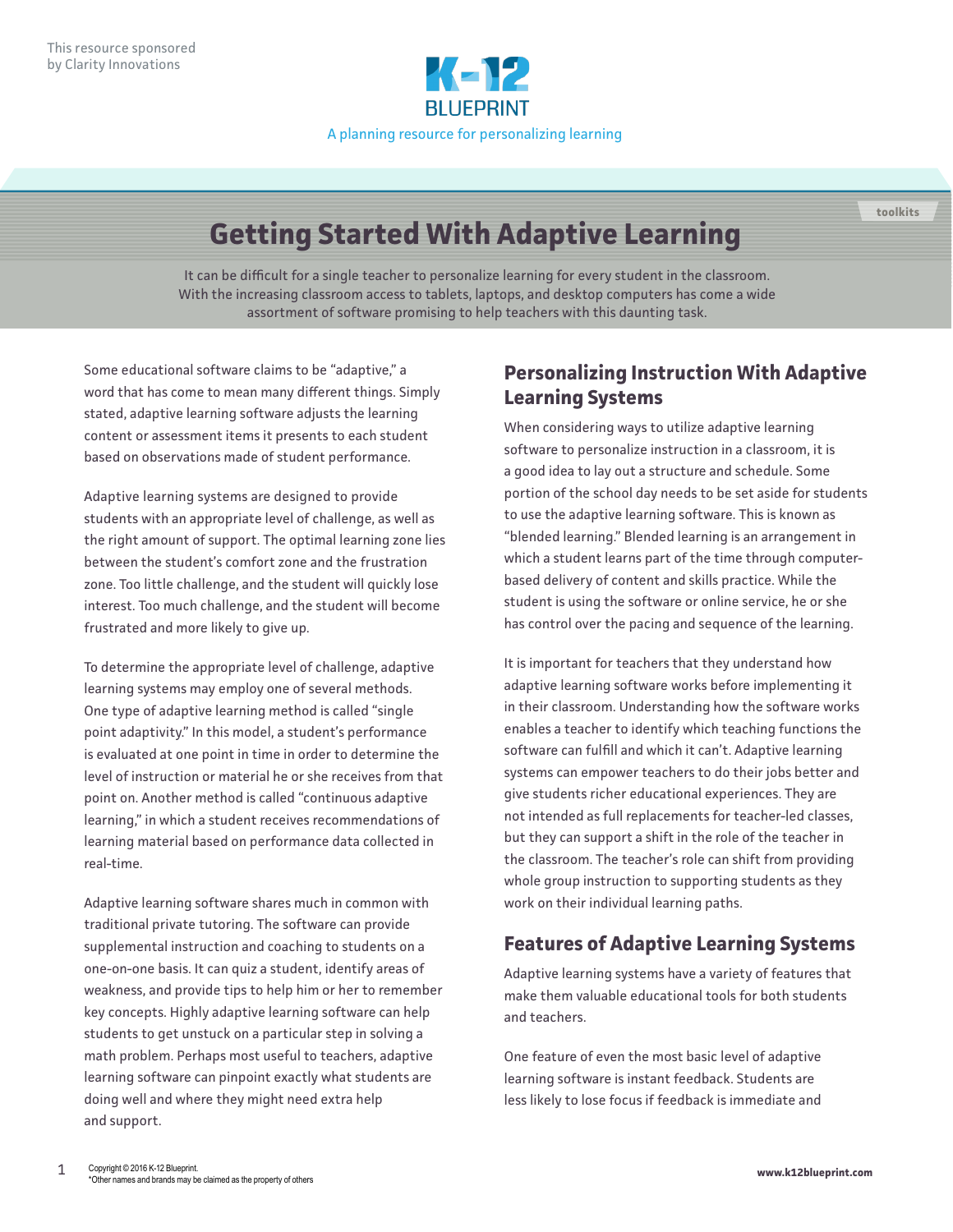This resource sponsored by Clarity Innovations

K-12 BLUEPRINT

A planning resource for personalizing learning

toolkits

# Getting Started With Adaptive Learning

It can be difficult for a single teacher to personalize learning for every student in the classroom. With the increasing classroom access to tablets, laptops, and desktop computers has come a wide assortment of software promising to help teachers with this daunting task.

Some educational software claims to be "adaptive," a word that has come to mean many different things. Simply stated, adaptive learning software adjusts the learning content or assessment items it presents to each student based on observations made of student performance.

Adaptive learning systems are designed to provide students with an appropriate level of challenge, as well as the right amount of support. The optimal learning zone lies between the student's comfort zone and the frustration zone. Too little challenge, and the student will quickly lose interest. Too much challenge, and the student will become frustrated and more likely to give up.

To determine the appropriate level of challenge, adaptive learning systems may employ one of several methods. One type of adaptive learning method is called "single point adaptivity." In this model, a student's performance is evaluated at one point in time in order to determine the level of instruction or material he or she receives from that point on. Another method is called "continuous adaptive learning," in which a student receives recommendations of learning material based on performance data collected in real-time.

Adaptive learning software shares much in common with traditional private tutoring. The software can provide supplemental instruction and coaching to students on a one-on-one basis. It can quiz a student, identify areas of weakness, and provide tips to help him or her to remember key concepts. Highly adaptive learning software can help students to get unstuck on a particular step in solving a math problem. Perhaps most useful to teachers, adaptive learning software can pinpoint exactly what students are doing well and where they might need extra help and support.

## Personalizing Instruction With Adaptive Learning Systems

When considering ways to utilize adaptive learning software to personalize instruction in a classroom, it is a good idea to lay out a structure and schedule. Some portion of the school day needs to be set aside for students to use the adaptive learning software. This is known as "blended learning." Blended learning is an arrangement in which a student learns part of the time through computer-based delivery of content and skills practice. While the student is using the software or online service, he or she has control over the pacing and sequence of the learning.

It is important for teachers that they understand how adaptive learning software works before implementing it in their classroom. Understanding how the software works enables a teacher to identify which teaching functions the software can fulfill and which it can't. Adaptive learning systems can empower teachers to do their jobs better and give students richer educational experiences. They are not intended as full replacements for teacher-led classes, but they can support a shift in the role of the teacher in the classroom. The teacher's role can shift from providing whole group instruction to supporting students as they work on their individual learning paths.

## Features of Adaptive Learning Systems

Adaptive learning systems have a variety of features that make them valuable educational tools for both students and teachers.

One feature of even the most basic level of adaptive learning software is instant feedback. Students are less likely to lose focus if feedback is immediate and

Copyright © 2016 K-12 Blueprint.
*Other names and brands may be claimed as the property of others

www.k12blueprint.com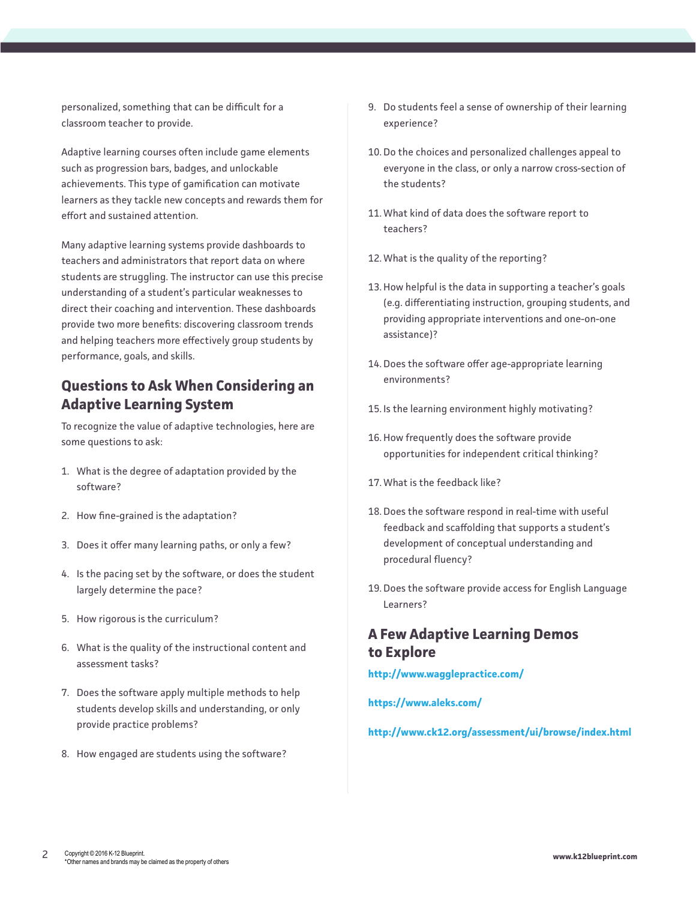personalized, something that can be difficult for a classroom teacher to provide.

Adaptive learning courses often include game elements such as progression bars, badges, and unlockable achievements. This type of gamification can motivate learners as they tackle new concepts and rewards them for effort and sustained attention.

Many adaptive learning systems provide dashboards to teachers and administrators that report data on where students are struggling. The instructor can use this precise understanding of a student's particular weaknesses to direct their coaching and intervention. These dashboards provide two more benefits: discovering classroom trends and helping teachers more effectively group students by performance, goals, and skills.

## Questions to Ask When Considering an Adaptive Learning System

To recognize the value of adaptive technologies, here are some questions to ask:

1. What is the degree of adaptation provided by the software?
2. How fine-grained is the adaptation?
3. Does it offer many learning paths, or only a few?
4. Is the pacing set by the software, or does the student largely determine the pace?
5. How rigorous is the curriculum?
6. What is the quality of the instructional content and assessment tasks?
7. Does the software apply multiple methods to help students develop skills and understanding, or only provide practice problems?
8. How engaged are students using the software?
9. Do students feel a sense of ownership of their learning experience?
10. Do the choices and personalized challenges appeal to everyone in the class, or only a narrow cross-section of the students?
11. What kind of data does the software report to teachers?
12. What is the quality of the reporting?
13. How helpful is the data in supporting a teacher's goals (e.g. differentiating instruction, grouping students, and providing appropriate interventions and one-on-one assistance)?
14. Does the software offer age-appropriate learning environments?
15. Is the learning environment highly motivating?
16. How frequently does the software provide opportunities for independent critical thinking?
17. What is the feedback like?
18. Does the software respond in real-time with useful feedback and scaffolding that supports a student's development of conceptual understanding and procedural fluency?
19. Does the software provide access for English Language Learners?

## A Few Adaptive Learning Demos to Explore

**http://www.wagglepractice.com/**

**https://www.aleks.com/**

**http://www.ck12.org/assessment/ui/browse/index.html**

Copyright © 2016 K-12 Blueprint.
*Other names and brands may be claimed as the property of others